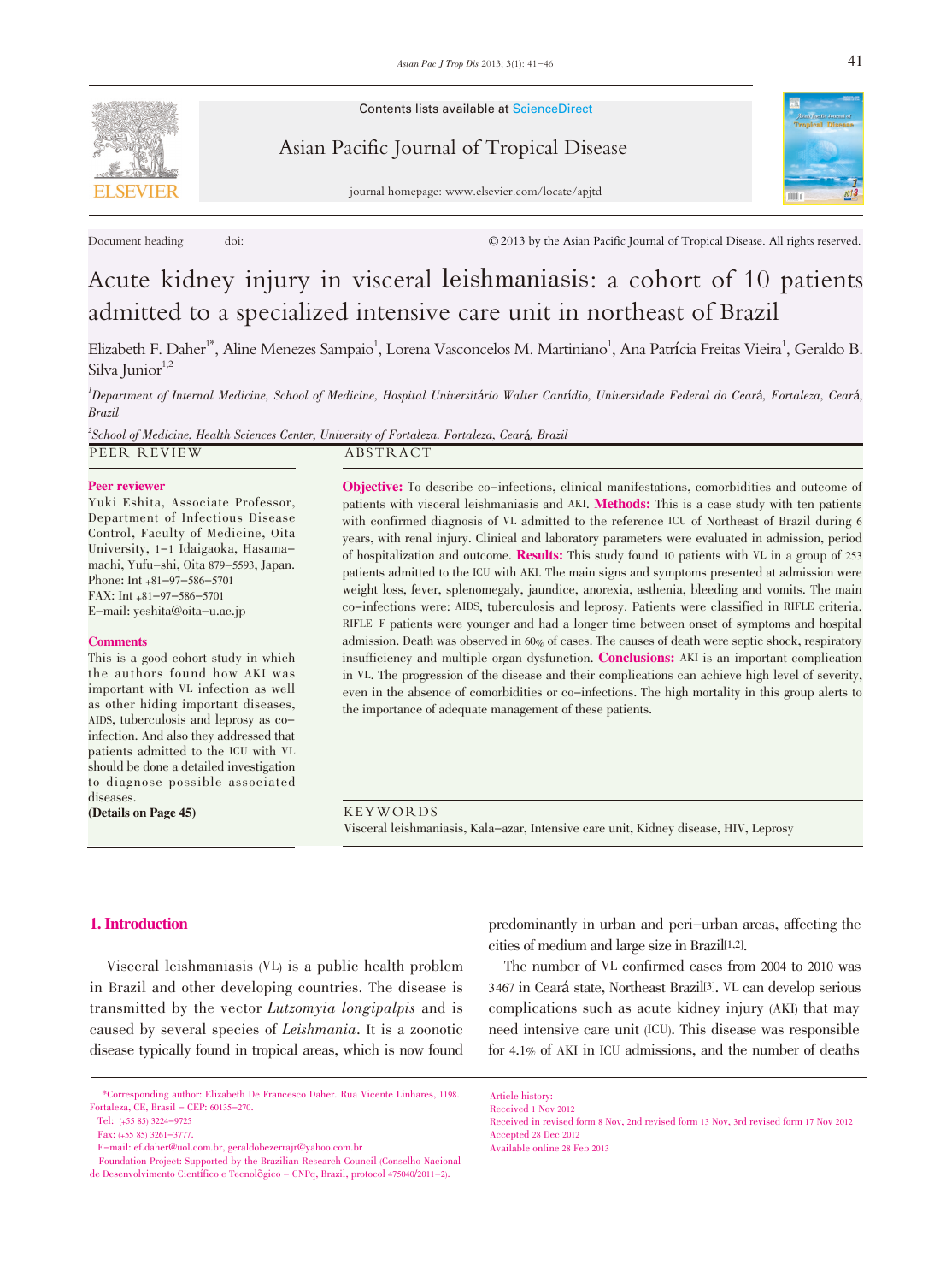Contents lists available at ScienceDirect

Asian Pacific Journal of Tropical Disease

journal homepage: www.elsevier.com/locate/apjtd

Document heading doi:

© 2013 by the Asian Pacific Journal of Tropical Disease. All rights reserved.

# Acute kidney injury in visceral leishmaniasis: a cohort of 10 patients admitted to a specialized intensive care unit in northeast of Brazil

Elizabeth F. Daher[1*], Aline Menezes Sampaio[1], Lorena Vasconcelos M. Martiniano[1], Ana Patrícia Freitas Vieira[1], Geraldo B. Silva Junior[1,2]

[1]*Department of Internal Medicine, School of Medicine, Hospital Universitário Walter Cantídio, Universidade Federal do Ceará, Fortaleza, Ceará, Brazil*

[2]*School of Medicine, Health Sciences Center, University of Fortaleza. Fortaleza, Ceará, Brazil*

## PEER REVIEW

**Peer reviewer**

Yuki Eshita, Associate Professor, Department of Infectious Disease Control, Faculty of Medicine, Oita University, 1–1 Idaigaoka, Hasama-machi, Yufu-shi, Oita 879-5593, Japan.
Phone: Int +81-97-586-5701
FAX: Int +81-97-586-5701
E-mail: yeshita@oita-u.ac.jp

**Comments**

This is a good cohort study in which the authors found how AKI was important with VL infection as well as other hiding important diseases, AIDS, tuberculosis and leprosy as co-infection. And also they addressed that patients admitted to the ICU with VL should be done a detailed investigation to diagnose possible associated diseases.

**(Details on Page 45)**

## ABSTRACT

**Objective:** To describe co-infections, clinical manifestations, comorbidities and outcome of patients with visceral leishmaniasis and AKI. **Methods:** This is a case study with ten patients with confirmed diagnosis of VL admitted to the reference ICU of Northeast of Brazil during 6 years, with renal injury. Clinical and laboratory parameters were evaluated in admission, period of hospitalization and outcome. **Results:** This study found 10 patients with VL in a group of 253 patients admitted to the ICU with AKI. The main signs and symptoms presented at admission were weight loss, fever, splenomegaly, jaundice, anorexia, asthenia, bleeding and vomits. The main co-infections were: AIDS, tuberculosis and leprosy. Patients were classified in RIFLE criteria. RIFLE-F patients were younger and had a longer time between onset of symptoms and hospital admission. Death was observed in 60% of cases. The causes of death were septic shock, respiratory insufficiency and multiple organ dysfunction. **Conclusions:** AKI is an important complication in VL. The progression of the disease and their complications can achieve high level of severity, even in the absence of comorbidities or co-infections. The high mortality in this group alerts to the importance of adequate management of these patients.

**KEYWORDS**

Visceral leishmaniasis, Kala-azar, Intensive care unit, Kidney disease, HIV, Leprosy

## 1. Introduction

Visceral leishmaniasis (VL) is a public health problem in Brazil and other developing countries. The disease is transmitted by the vector *Lutzomyia longipalpis* and is caused by several species of *Leishmania*. It is a zoonotic disease typically found in tropical areas, which is now found predominantly in urban and peri-urban areas, affecting the cities of medium and large size in Brazil[1,2].

The number of VL confirmed cases from 2004 to 2010 was 3467 in Ceará state, Northeast Brazil[3]. VL can develop serious complications such as acute kidney injury (AKI) that may need intensive care unit (ICU). This disease was responsible for 4.1% of AKI in ICU admissions, and the number of deaths

---

*Corresponding author: Elizabeth De Francesco Daher. Rua Vicente Linhares, 1198. Fortaleza, CE, Brasil – CEP: 60135-270.
Tel: (+55 85) 3224-9725
Fax: (+55 85) 3261-3777.
E-mail: ef.daher@uol.com.br, geraldobezerrajr@yahoo.com.br
Foundation Project: Supported by the Brazilian Research Council (Conselho Nacional de Desenvolvimento Científico e Tecnológico – CNPq, Brazil, protocol 475040/2011-2).

Article history:
Received 1 Nov 2012
Received in revised form 8 Nov, 2nd revised form 13 Nov, 3rd revised form 17 Nov 2012
Accepted 28 Dec 2012
Available online 28 Feb 2013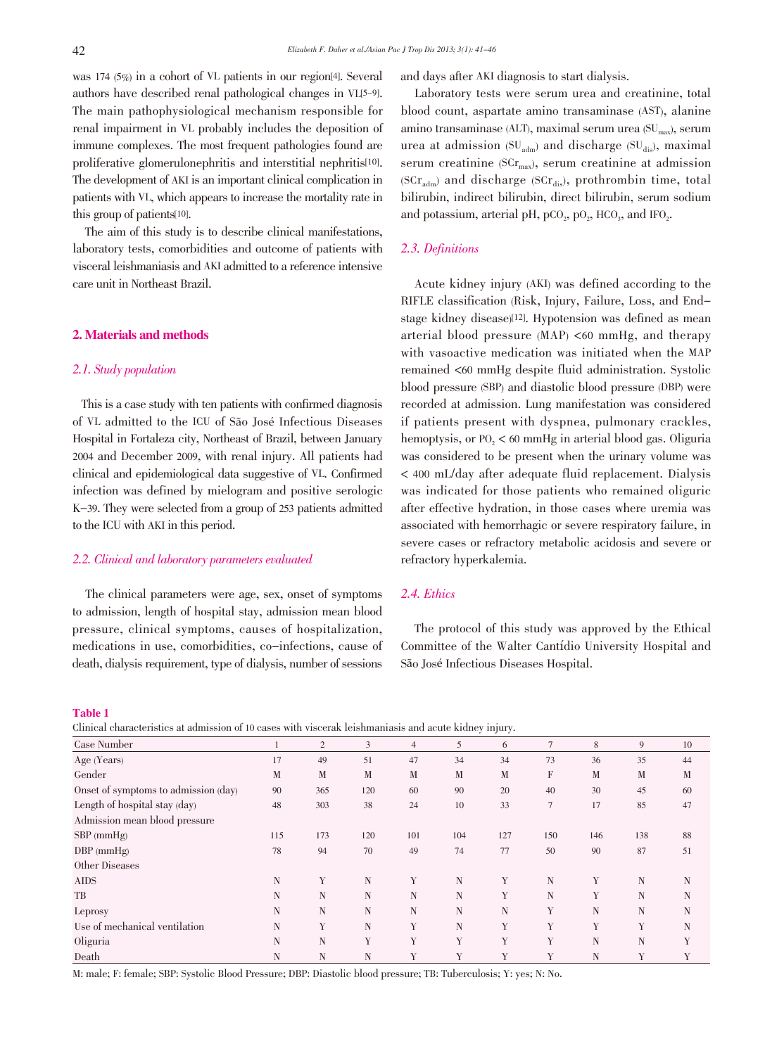was 174 (5%) in a cohort of VL patients in our region[4]. Several authors have described renal pathological changes in VL[5-9]. The main pathophysiological mechanism responsible for renal impairment in VL probably includes the deposition of immune complexes. The most frequent pathologies found are proliferative glomerulonephritis and interstitial nephritis[10]. The development of AKI is an important clinical complication in patients with VL, which appears to increase the mortality rate in this group of patients[10].

The aim of this study is to describe clinical manifestations, laboratory tests, comorbidities and outcome of patients with visceral leishmaniasis and AKI admitted to a reference intensive care unit in Northeast Brazil.

## 2. Materials and methods

### *2.1. Study population*

This is a case study with ten patients with confirmed diagnosis of VL admitted to the ICU of São José Infectious Diseases Hospital in Fortaleza city, Northeast of Brazil, between January 2004 and December 2009, with renal injury. All patients had clinical and epidemiological data suggestive of VL. Confirmed infection was defined by mielogram and positive serologic K-39. They were selected from a group of 253 patients admitted to the ICU with AKI in this period.

### *2.2. Clinical and laboratory parameters evaluated*

The clinical parameters were age, sex, onset of symptoms to admission, length of hospital stay, admission mean blood pressure, clinical symptoms, causes of hospitalization, medications in use, comorbidities, co-infections, cause of death, dialysis requirement, type of dialysis, number of sessions and days after AKI diagnosis to start dialysis.

Laboratory tests were serum urea and creatinine, total blood count, aspartate amino transaminase (AST), alanine amino transaminase (ALT), maximal serum urea ($SU_{max}$), serum urea at admission ($SU_{adm}$) and discharge ($SU_{dis}$), maximal serum creatinine ($SCr_{max}$), serum creatinine at admission ($SCr_{adm}$) and discharge ($SCr_{dis}$), prothrombin time, total bilirubin, indirect bilirubin, direct bilirubin, serum sodium and potassium, arterial pH, $pCO_2$, $pO_2$, $HCO_3$, and $IFO_2$.

### *2.3. Definitions*

Acute kidney injury (AKI) was defined according to the RIFLE classification (Risk, Injury, Failure, Loss, and End-stage kidney disease)[12]. Hypotension was defined as mean arterial blood pressure (MAP) <60 mmHg, and therapy with vasoactive medication was initiated when the MAP remained <60 mmHg despite fluid administration. Systolic blood pressure (SBP) and diastolic blood pressure (DBP) were recorded at admission. Lung manifestation was considered if patients present with dyspnea, pulmonary crackles, hemoptysis, or $PO_2$ < 60 mmHg in arterial blood gas. Oliguria was considered to be present when the urinary volume was < 400 mL/day after adequate fluid replacement. Dialysis was indicated for those patients who remained oliguric after effective hydration, in those cases where uremia was associated with hemorrhagic or severe respiratory failure, in severe cases or refractory metabolic acidosis and severe or refractory hyperkalemia.

### *2.4. Ethics*

The protocol of this study was approved by the Ethical Committee of the Walter Cantídio University Hospital and São José Infectious Diseases Hospital.

**Table 1**

Clinical characteristics at admission of 10 cases with viscerak leishmaniasis and acute kidney injury.

| Case Number | 1 | 2 | 3 | 4 | 5 | 6 | 7 | 8 | 9 | 10 |
|---|---|---|---|---|---|---|---|---|---|---|
| Age (Years) | 17 | 49 | 51 | 47 | 34 | 34 | 73 | 36 | 35 | 44 |
| Gender | M | M | M | M | M | M | F | M | M | M |
| Onset of symptoms to admission (day) | 90 | 365 | 120 | 60 | 90 | 20 | 40 | 30 | 45 | 60 |
| Length of hospital stay (day) | 48 | 303 | 38 | 24 | 10 | 33 | 7 | 17 | 85 | 47 |
| Admission mean blood pressure | | | | | | | | | | |
| SBP (mmHg) | 115 | 173 | 120 | 101 | 104 | 127 | 150 | 146 | 138 | 88 |
| DBP (mmHg) | 78 | 94 | 70 | 49 | 74 | 77 | 50 | 90 | 87 | 51 |
| Other Diseases | | | | | | | | | | |
| AIDS | N | Y | N | Y | N | Y | N | Y | N | N |
| TB | N | N | N | N | N | Y | N | Y | N | N |
| Leprosy | N | N | N | N | N | N | Y | N | N | N |
| Use of mechanical ventilation | N | Y | N | Y | N | Y | Y | Y | Y | N |
| Oliguria | N | N | Y | Y | Y | Y | Y | N | N | Y |
| Death | N | N | N | Y | Y | Y | Y | N | Y | Y |

M: male; F: female; SBP: Systolic Blood Pressure; DBP: Diastolic blood pressure; TB: Tuberculosis; Y: yes; N: No.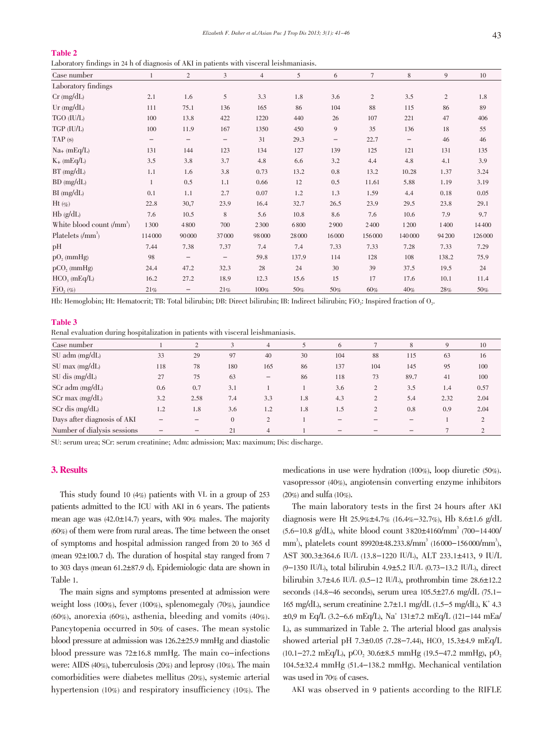**Table 2**

Laboratory findings in 24 h of diagnosis of AKI in patients with visceral leishmaniasis.

| Case number | 1 | 2 | 3 | 4 | 5 | 6 | 7 | 8 | 9 | 10 |
|---|---|---|---|---|---|---|---|---|---|---|
| Laboratory findings | | | | | | | | | | |
| Cr (mg/dL) | 2.1 | 1.6 | 5 | 3.3 | 1.8 | 3.6 | 2 | 3.5 | 2 | 1.8 |
| Ur (mg/dL) | 111 | 75.1 | 136 | 165 | 86 | 104 | 88 | 115 | 86 | 89 |
| TGO (IU/L) | 100 | 13.8 | 422 | 1220 | 440 | 26 | 107 | 221 | 47 | 406 |
| TGP (IU/L) | 100 | 11.9 | 167 | 1350 | 450 | 9 | 35 | 136 | 18 | 55 |
| TAP (s) | – | – | – | 31 | 29.3 | – | 22.7 | – | 46 | 46 |
| $Na_+$ (mEq/L) | 131 | 144 | 123 | 134 | 127 | 139 | 125 | 121 | 131 | 135 |
| $K_+$ (mEq/L) | 3.5 | 3.8 | 3.7 | 4.8 | 6.6 | 3.2 | 4.4 | 4.8 | 4.1 | 3.9 |
| BT (mg/dL) | 1.1 | 1.6 | 3.8 | 0.73 | 13.2 | 0.8 | 13.2 | 10.28 | 1.37 | 3.24 |
| BD (mg/dL) | 1 | 0.5 | 1.1 | 0.66 | 12 | 0.5 | 11.61 | 5.88 | 1.19 | 3.19 |
| BI (mg/dL) | 0.1 | 1.1 | 2.7 | 0.07 | 1.2 | 1.3 | 1.59 | 4.4 | 0.18 | 0.05 |
| Ht (%) | 22.8 | 30,7 | 23.9 | 16.4 | 32.7 | 26.5 | 23.9 | 29.5 | 23.8 | 29.1 |
| Hb (g/dL) | 7.6 | 10.5 | 8 | 5.6 | 10.8 | 8.6 | 7.6 | 10.6 | 7.9 | 9.7 |
| White blood count (/mm$^3$) | 1300 | 4800 | 700 | 2300 | 6800 | 2900 | 2400 | 1200 | 1400 | 14400 |
| Platelets (/mm$^3$) | 114000 | 90000 | 37000 | 98000 | 28000 | 16000 | 156000 | 140000 | 94200 | 126000 |
| pH | 7.44 | 7.38 | 7.37 | 7.4 | 7.4 | 7.33 | 7.33 | 7.28 | 7.33 | 7.29 |
| $pO_2$ (mmHg) | 98 | – | – | 59.8 | 137.9 | 114 | 128 | 108 | 138.2 | 75.9 |
| $pCO_2$ (mmHg) | 24.4 | 47.2 | 32.3 | 28 | 24 | 30 | 39 | 37.5 | 19.5 | 24 |
| $HCO_3$ (mEq/L) | 16.2 | 27.2 | 18.9 | 12.3 | 15.6 | 15 | 17 | 17.6 | 10.1 | 11.4 |
| $FiO_2$ (%) | 21% | – | 21% | 100% | 50% | 50% | 60% | 40% | 28% | 50% |

Hb: Hemoglobin; Ht: Hematocrit; TB: Total bilirubin; DB: Direct bilirubin; IB: Indirect bilirubin; $FiO_2$: Inspired fraction of $O_2$.

**Table 3**

Renal evaluation during hospitalization in patients with visceral leishmaniasis.

| Case number | 1 | 2 | 3 | 4 | 5 | 6 | 7 | 8 | 9 | 10 |
|---|---|---|---|---|---|---|---|---|---|---|
| SU adm (mg/dL) | 33 | 29 | 97 | 40 | 30 | 104 | 88 | 115 | 63 | 16 |
| SU max (mg/dL) | 118 | 78 | 180 | 165 | 86 | 137 | 104 | 145 | 95 | 100 |
| SU dis (mg/dL) | 27 | 75 | 63 | – | 86 | 118 | 73 | 89.7 | 41 | 100 |
| SCr adm (mg/dL) | 0.6 | 0.7 | 3.1 | 1 | 1 | 3.6 | 2 | 3.5 | 1.4 | 0.57 |
| SCr max (mg/dL) | 3.2 | 2.58 | 7.4 | 3.3 | 1.8 | 4.3 | 2 | 5.4 | 2.32 | 2.04 |
| SCr dis (mg/dL) | 1.2 | 1.8 | 3.6 | 1.2 | 1.8 | 1.5 | 2 | 0.8 | 0.9 | 2.04 |
| Days after diagnosis of AKI | – | – | 0 | 2 | 1 | – | – | – | 1 | 2 |
| Number of dialysis sessions | – | – | 21 | 4 | 1 | – | – | – | 7 | 2 |

SU: serum urea; SCr: serum creatinine; Adm: admission; Max: maximum; Dis: discharge.

## 3. Results

This study found 10 (4%) patients with VL in a group of 253 patients admitted to the ICU with AKI in 6 years. The patients mean age was (42.0±14.7) years, with 90% males. The majority (60%) of them were from rural areas. The time between the onset of symptoms and hospital admission ranged from 20 to 365 d (mean 92±100.7 d). The duration of hospital stay ranged from 7 to 303 days (mean 61.2±87.9 d). Epidemiologic data are shown in Table 1.

The main signs and symptoms presented at admission were weight loss (100%), fever (100%), splenomegaly (70%), jaundice (60%), anorexia (60%), asthenia, bleeding and vomits (40%). Pancytopenia occurred in 50% of cases. The mean systolic blood pressure at admission was 126.2±25.9 mmHg and diastolic blood pressure was 72±16.8 mmHg. The main co-infections were: AIDS (40%), tuberculosis (20%) and leprosy (10%). The main comorbidities were diabetes mellitus (20%), systemic arterial hypertension (10%) and respiratory insufficiency (10%). The medications in use were hydration (100%), loop diuretic (50%). vasopressor (40%), angiotensin converting enzyme inhibitors (20%) and sulfa (10%).

The main laboratory tests in the first 24 hours after AKI diagnosis were Ht 25.9%±4.7% (16.4%–32.7%), Hb 8.6±1.6 g/dL (5.6–10.8 g/dL), white blood count 3820±4160/mm$^3$ (700–14400/mm$^3$), platelets count 89920±48.233.8/mm$^3$ (16000–156000/mm$^3$), AST 300.3±364.6 IU/L (13.8–1220 IU/L), ALT 233.1±413, 9 IU/L (9–1350 IU/L), total bilirubin 4.9±5.2 IU/L (0.73–13.2 IU/L), direct bilirubin 3.7±4.6 IU/L (0.5–12 IU/L), prothrombin time 28.6±12.2 seconds (14.8–46 seconds), serum urea 105.5±27.6 mg/dL (75.1–165 mg/dL), serum creatinine 2.7±1.1 mg/dL (1.5–5 mg/dL), $K^+$ 4.3 ±0,9 m Eq/L (3.2–6.6 mEq/L), $Na^+$ 131±7.2 mEq/L (121–144 mEa/L), as summarized in Table 2. The arterial blood gas analysis showed arterial pH 7.3±0.05 (7.28–7.44), $HCO_3$ 15.3±4.9 mEq/L (10.1–27.2 mEq/L), $pCO_2$ 30.6±8.5 mmHg (19.5–47.2 mmHg), $pO_2$ 104.5±32.4 mmHg (51.4–138.2 mmHg). Mechanical ventilation was used in 70% of cases.

AKI was observed in 9 patients according to the RIFLE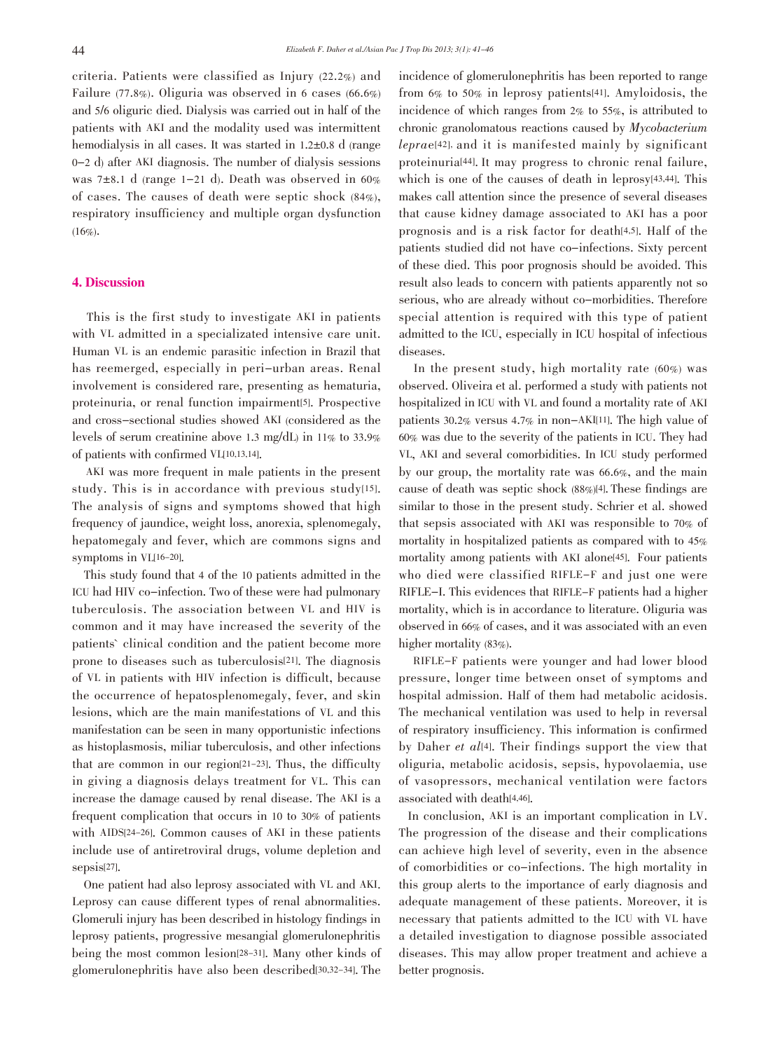criteria. Patients were classified as Injury (22.2%) and Failure (77.8%). Oliguria was observed in 6 cases (66.6%) and 5/6 oliguric died. Dialysis was carried out in half of the patients with AKI and the modality used was intermittent hemodialysis in all cases. It was started in 1.2±0.8 d (range 0–2 d) after AKI diagnosis. The number of dialysis sessions was 7±8.1 d (range 1–21 d). Death was observed in 60% of cases. The causes of death were septic shock (84%), respiratory insufficiency and multiple organ dysfunction (16%).

## 4. Discussion

This is the first study to investigate AKI in patients with VL admitted in a specializated intensive care unit. Human VL is an endemic parasitic infection in Brazil that has reemerged, especially in peri-urban areas. Renal involvement is considered rare, presenting as hematuria, proteinuria, or renal function impairment[5]. Prospective and cross-sectional studies showed AKI (considered as the levels of serum creatinine above 1.3 mg/dL) in 11% to 33.9% of patients with confirmed VL[10,13,14].

AKI was more frequent in male patients in the present study. This is in accordance with previous study[15]. The analysis of signs and symptoms showed that high frequency of jaundice, weight loss, anorexia, splenomegaly, hepatomegaly and fever, which are commons signs and symptoms in VL[16–20].

This study found that 4 of the 10 patients admitted in the ICU had HIV co-infection. Two of these were had pulmonary tuberculosis. The association between VL and HIV is common and it may have increased the severity of the patients` clinical condition and the patient become more prone to diseases such as tuberculosis[21]. The diagnosis of VL in patients with HIV infection is difficult, because the occurrence of hepatosplenomegaly, fever, and skin lesions, which are the main manifestations of VL and this manifestation can be seen in many opportunistic infections as histoplasmosis, miliar tuberculosis, and other infections that are common in our region[21–23]. Thus, the difficulty in giving a diagnosis delays treatment for VL. This can increase the damage caused by renal disease. The AKI is a frequent complication that occurs in 10 to 30% of patients with AIDS[24–26]. Common causes of AKI in these patients include use of antiretroviral drugs, volume depletion and sepsis[27].

One patient had also leprosy associated with VL and AKI. Leprosy can cause different types of renal abnormalities. Glomeruli injury has been described in histology findings in leprosy patients, progressive mesangial glomerulonephritis being the most common lesion[28–31]. Many other kinds of glomerulonephritis have also been described[30,32–34]. The incidence of glomerulonephritis has been reported to range from 6% to 50% in leprosy patients[41]. Amyloidosis, the incidence of which ranges from 2% to 55%, is attributed to chronic granolomatous reactions caused by *Mycobacterium leprae*[42], and it is manifested mainly by significant proteinuria[44]. It may progress to chronic renal failure, which is one of the causes of death in leprosy[43,44]. This makes call attention since the presence of several diseases that cause kidney damage associated to AKI has a poor prognosis and is a risk factor for death[4,5]. Half of the patients studied did not have co-infections. Sixty percent of these died. This poor prognosis should be avoided. This result also leads to concern with patients apparently not so serious, who are already without co-morbidities. Therefore special attention is required with this type of patient admitted to the ICU, especially in ICU hospital of infectious diseases.

In the present study, high mortality rate (60%) was observed. Oliveira et al. performed a study with patients not hospitalized in ICU with VL and found a mortality rate of AKI patients 30.2% versus 4.7% in non-AKI[11]. The high value of 60% was due to the severity of the patients in ICU. They had VL, AKI and several comorbidities. In ICU study performed by our group, the mortality rate was 66.6%, and the main cause of death was septic shock (88%)[4]. These findings are similar to those in the present study. Schrier et al. showed that sepsis associated with AKI was responsible to 70% of mortality in hospitalized patients as compared with to 45% mortality among patients with AKI alone[45]. Four patients who died were classified RIFLE-F and just one were RIFLE-I. This evidences that RIFLE-F patients had a higher mortality, which is in accordance to literature. Oliguria was observed in 66% of cases, and it was associated with an even higher mortality (83%).

RIFLE-F patients were younger and had lower blood pressure, longer time between onset of symptoms and hospital admission. Half of them had metabolic acidosis. The mechanical ventilation was used to help in reversal of respiratory insufficiency. This information is confirmed by Daher *et al*[4]. Their findings support the view that oliguria, metabolic acidosis, sepsis, hypovolaemia, use of vasopressors, mechanical ventilation were factors associated with death[4,46].

In conclusion, AKI is an important complication in LV. The progression of the disease and their complications can achieve high level of severity, even in the absence of comorbidities or co-infections. The high mortality in this group alerts to the importance of early diagnosis and adequate management of these patients. Moreover, it is necessary that patients admitted to the ICU with VL have a detailed investigation to diagnose possible associated diseases. This may allow proper treatment and achieve a better prognosis.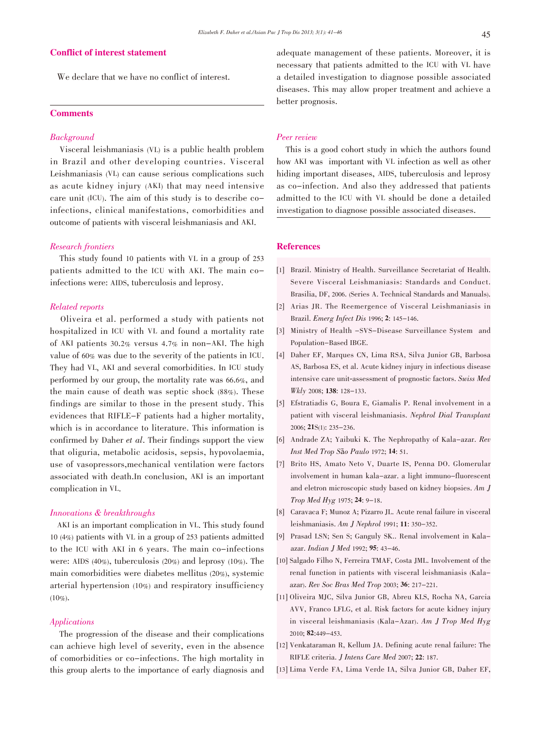## Conflict of interest statement

We declare that we have no conflict of interest.

## Comments

### *Background*

Visceral leishmaniasis (VL) is a public health problem in Brazil and other developing countries. Visceral Leishmaniasis (VL) can cause serious complications such as acute kidney injury (AKI) that may need intensive care unit (ICU). The aim of this study is to describe co-infections, clinical manifestations, comorbidities and outcome of patients with visceral leishmaniasis and AKI.

### *Research frontiers*

This study found 10 patients with VL in a group of 253 patients admitted to the ICU with AKI. The main co-infections were: AIDS, tuberculosis and leprosy.

### *Related reports*

Oliveira et al. performed a study with patients not hospitalized in ICU with VL and found a mortality rate of AKI patients 30.2% versus 4.7% in non-AKI. The high value of 60% was due to the severity of the patients in ICU. They had VL, AKI and several comorbidities. In ICU study performed by our group, the mortality rate was 66.6%, and the main cause of death was septic shock (88%). These findings are similar to those in the present study. This evidences that RIFLE-F patients had a higher mortality, which is in accordance to literature. This information is confirmed by Daher *et al*. Their findings support the view that oliguria, metabolic acidosis, sepsis, hypovolaemia, use of vasopressors,mechanical ventilation were factors associated with death.In conclusion, AKI is an important complication in VL.

### *Innovations & breakthroughs*

AKI is an important complication in VL. This study found 10 (4%) patients with VL in a group of 253 patients admitted to the ICU with AKI in 6 years. The main co-infections were: AIDS (40%), tuberculosis (20%) and leprosy (10%). The main comorbidities were diabetes mellitus (20%), systemic arterial hypertension (10%) and respiratory insufficiency (10%).

### *Applications*

The progression of the disease and their complications can achieve high level of severity, even in the absence of comorbidities or co-infections. The high mortality in this group alerts to the importance of early diagnosis and adequate management of these patients. Moreover, it is necessary that patients admitted to the ICU with VL have a detailed investigation to diagnose possible associated diseases. This may allow proper treatment and achieve a better prognosis.

### *Peer review*

This is a good cohort study in which the authors found how AKI was important with VL infection as well as other hiding important diseases, AIDS, tuberculosis and leprosy as co-infection. And also they addressed that patients admitted to the ICU with VL should be done a detailed investigation to diagnose possible associated diseases.

## References

[1] Brazil. Ministry of Health. Surveillance Secretariat of Health. Severe Visceral Leishmaniasis: Standards and Conduct. Brasilia, DF, 2006. (Series A. Technical Standards and Manuals).

[2] Arias JR. The Reemergence of Visceral Leishmaniasis in Brazil. *Emerg Infect Dis* 1996; **2**: 145-146.

[3] Ministry of Health -SVS-Disease Surveillance System and Population-Based IBGE.

[4] Daher EF, Marques CN, Lima RSA, Silva Junior GB, Barbosa AS, Barbosa ES, et al. Acute kidney injury in infectious disease intensive care unit-assessment of prognostic factors. *Swiss Med Wkly* 2008; **138**: 128-133.

[5] Efstratiadis G, Boura E, Giamalis P. Renal involvement in a patient with visceral leishmaniasis. *Nephrol Dial Transplant* 2006; **21**S(1): 235-236.

[6] Andrade ZA; Yaibuki K. The Nephropathy of Kala-azar. *Rev Inst Med Trop São Paulo* 1972; **14**: 51.

[7] Brito HS, Amato Neto V, Duarte IS, Penna DO. Glomerular involvement in human kala-azar. a light immuno-fluorescent and eletron microscopic study based on kidney biopsies. *Am J Trop Med Hyg* 1975; **24**: 9-18.

[8] Caravaca F; Munoz A; Pizarro JL. Acute renal failure in visceral leishmaniasis. *Am J Nephrol* 1991; **11**: 350-352.

[9] Prasad LSN; Sen S; Ganguly SK.. Renal involvement in Kala-azar. *Indian J Med* 1992; **95**: 43-46.

[10] Salgado Filho N, Ferreira TMAF, Costa JML. Involvement of the renal function in patients with visceral leishmaniasis (Kala-azar). *Rev Soc Bras Med Trop* 2003; **36**: 217-221.

[11] Oliveira MJC, Silva Junior GB, Abreu KLS, Rocha NA, Garcia AVV, Franco LFLG, et al. Risk factors for acute kidney injury in visceral leishmaniasis (Kala-Azar). *Am J Trop Med Hyg* 2010; **82**:449-453.

[12] Venkataraman R, Kellum JA. Defining acute renal failure: The RIFLE criteria. *J Intens Care Med* 2007; **22**: 187.

[13] Lima Verde FA, Lima Verde IA, Silva Junior GB, Daher EF,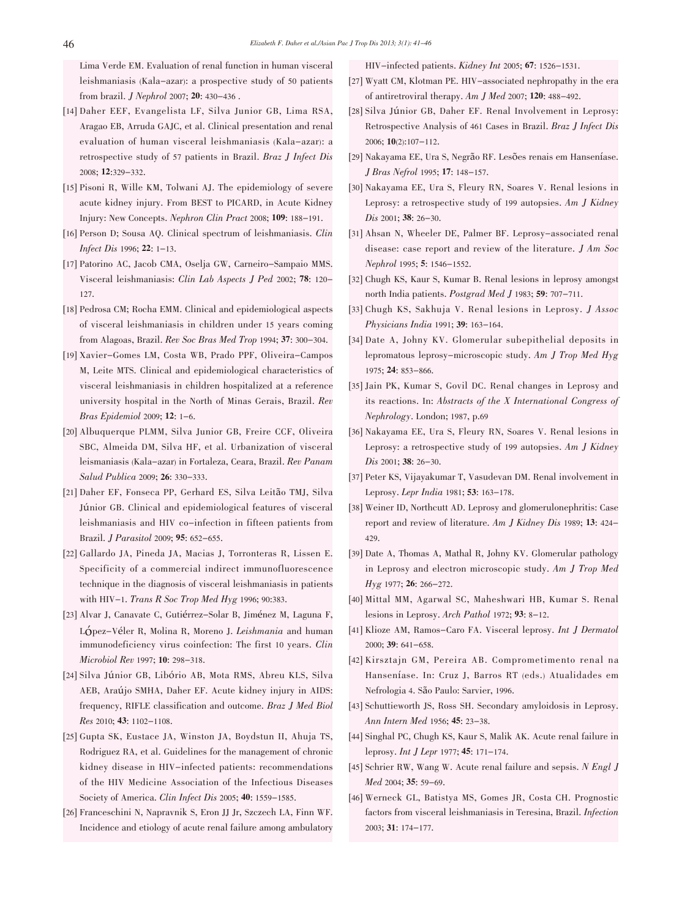Lima Verde EM. Evaluation of renal function in human visceral leishmaniasis (Kala–azar): a prospective study of 50 patients from brazil. *J Nephrol* 2007; **20**: 430–436 .

[14] Daher EEF, Evangelista LF, Silva Junior GB, Lima RSA, Aragao EB, Arruda GAJC, et al. Clinical presentation and renal evaluation of human visceral leishmaniasis (Kala–azar): a retrospective study of 57 patients in Brazil. *Braz J Infect Dis* 2008; **12**:329–332.

[15] Pisoni R, Wille KM, Tolwani AJ. The epidemiology of severe acute kidney injury. From BEST to PICARD, in Acute Kidney Injury: New Concepts. *Nephron Clin Pract* 2008; **109**: 188–191.

[16] Person D; Sousa AQ. Clinical spectrum of leishmaniasis. *Clin Infect Dis* 1996; **22**: 1–13.

[17] Patorino AC, Jacob CMA, Oselja GW, Carneiro–Sampaio MMS. Visceral leishmaniasis: *Clin Lab Aspects J Ped* 2002; **78**: 120–127.

[18] Pedrosa CM; Rocha EMM. Clinical and epidemiological aspects of visceral leishmaniasis in children under 15 years coming from Alagoas, Brazil. *Rev Soc Bras Med Trop* 1994; **37**: 300–304.

[19] Xavier–Gomes LM, Costa WB, Prado PPF, Oliveira–Campos M, Leite MTS. Clinical and epidemiological characteristics of visceral leishmaniasis in children hospitalized at a reference university hospital in the North of Minas Gerais, Brazil. *Rev Bras Epidemiol* 2009; **12**: 1–6.

[20] Albuquerque PLMM, Silva Junior GB, Freire CCF, Oliveira SBC, Almeida DM, Silva HF, et al. Urbanization of visceral leismaniasis (Kala–azar) in Fortaleza, Ceara, Brazil. *Rev Panam Salud Publica* 2009; **26**: 330–333.

[21] Daher EF, Fonseca PP, Gerhard ES, Silva Leitão TMJ, Silva Júnior GB. Clinical and epidemiological features of visceral leishmaniasis and HIV co–infection in fifteen patients from Brazil. *J Parasitol* 2009; **95**: 652–655.

[22] Gallardo JA, Pineda JA, Macias J, Torronteras R, Lissen E. Specificity of a commercial indirect immunofluorescence technique in the diagnosis of visceral leishmaniasis in patients with HIV–1. *Trans R Soc Trop Med Hyg* 1996; 90:383.

[23] Alvar J, Canavate C, Gutiérrez–Solar B, Jiménez M, Laguna F, López–Véler R, Molina R, Moreno J. *Leishmania* and human immunodeficiency virus coinfection: The first 10 years. *Clin Microbiol Rev* 1997; **10**: 298–318.

[24] Silva Júnior GB, Libório AB, Mota RMS, Abreu KLS, Silva AEB, Araújo SMHA, Daher EF. Acute kidney injury in AIDS: frequency, RIFLE classification and outcome. *Braz J Med Biol Res* 2010; **43**: 1102–1108.

[25] Gupta SK, Eustace JA, Winston JA, Boydstun II, Ahuja TS, Rodriguez RA, et al. Guidelines for the management of chronic kidney disease in HIV–infected patients: recommendations of the HIV Medicine Association of the Infectious Diseases Society of America. *Clin Infect Dis* 2005; **40**: 1559–1585.

[26] Franceschini N, Napravnik S, Eron JJ Jr, Szczech LA, Finn WF. Incidence and etiology of acute renal failure among ambulatory HIV–infected patients. *Kidney Int* 2005; **67**: 1526–1531.

[27] Wyatt CM, Klotman PE. HIV–associated nephropathy in the era of antiretroviral therapy. *Am J Med* 2007; **120**: 488–492.

[28] Silva Júnior GB, Daher EF. Renal Involvement in Leprosy: Retrospective Analysis of 461 Cases in Brazil. *Braz J Infect Dis* 2006; **10**(2):107–112.

[29] Nakayama EE, Ura S, Negrão RF. Lesões renais em Hanseníase. *J Bras Nefrol* 1995; **17**: 148–157.

[30] Nakayama EE, Ura S, Fleury RN, Soares V. Renal lesions in Leprosy: a retrospective study of 199 autopsies. *Am J Kidney Dis* 2001; **38**: 26–30.

[31] Ahsan N, Wheeler DE, Palmer BF. Leprosy–associated renal disease: case report and review of the literature. *J Am Soc Nephrol* 1995; **5**: 1546–1552.

[32] Chugh KS, Kaur S, Kumar B. Renal lesions in leprosy amongst north India patients. *Postgrad Med J* 1983; **59**: 707–711.

[33] Chugh KS, Sakhuja V. Renal lesions in Leprosy. *J Assoc Physicians India* 1991; **39**: 163–164.

[34] Date A, Johny KV. Glomerular subepithelial deposits in lepromatous leprosy–microscopic study. *Am J Trop Med Hyg* 1975; **24**: 853–866.

[35] Jain PK, Kumar S, Govil DC. Renal changes in Leprosy and its reactions. In: *Abstracts of the X International Congress of Nephrology*. London; 1987, p.69

[36] Nakayama EE, Ura S, Fleury RN, Soares V. Renal lesions in Leprosy: a retrospective study of 199 autopsies. *Am J Kidney Dis* 2001; **38**: 26–30.

[37] Peter KS, Vijayakumar T, Vasudevan DM. Renal involvement in Leprosy. *Lepr India* 1981; **53**: 163–178.

[38] Weiner ID, Northcutt AD. Leprosy and glomerulonephritis: Case report and review of literature. *Am J Kidney Dis* 1989; **13**: 424–429.

[39] Date A, Thomas A, Mathal R, Johny KV. Glomerular pathology in Leprosy and electron microscopic study. *Am J Trop Med Hyg* 1977; **26**: 266–272.

[40] Mittal MM, Agarwal SC, Maheshwari HB, Kumar S. Renal lesions in Leprosy. *Arch Pathol* 1972; **93**: 8–12.

[41] Klioze AM, Ramos–Caro FA. Visceral leprosy. *Int J Dermatol* 2000; **39**: 641–658.

[42] Kirsztajn GM, Pereira AB. Comprometimento renal na Hanseníase. In: Cruz J, Barros RT (eds.) Atualidades em Nefrologia 4. São Paulo: Sarvier, 1996.

[43] Schuttieworth JS, Ross SH. Secondary amyloidosis in Leprosy. *Ann Intern Med* 1956; **45**: 23–38.

[44] Singhal PC, Chugh KS, Kaur S, Malik AK. Acute renal failure in leprosy. *Int J Lepr* 1977; **45**: 171–174.

[45] Schrier RW, Wang W. Acute renal failure and sepsis. *N Engl J Med* 2004; **35**: 59–69.

[46] Werneck GL, Batistya MS, Gomes JR, Costa CH. Prognostic factors from visceral leishmaniasis in Teresina, Brazil. *Infection* 2003; **31**: 174–177.